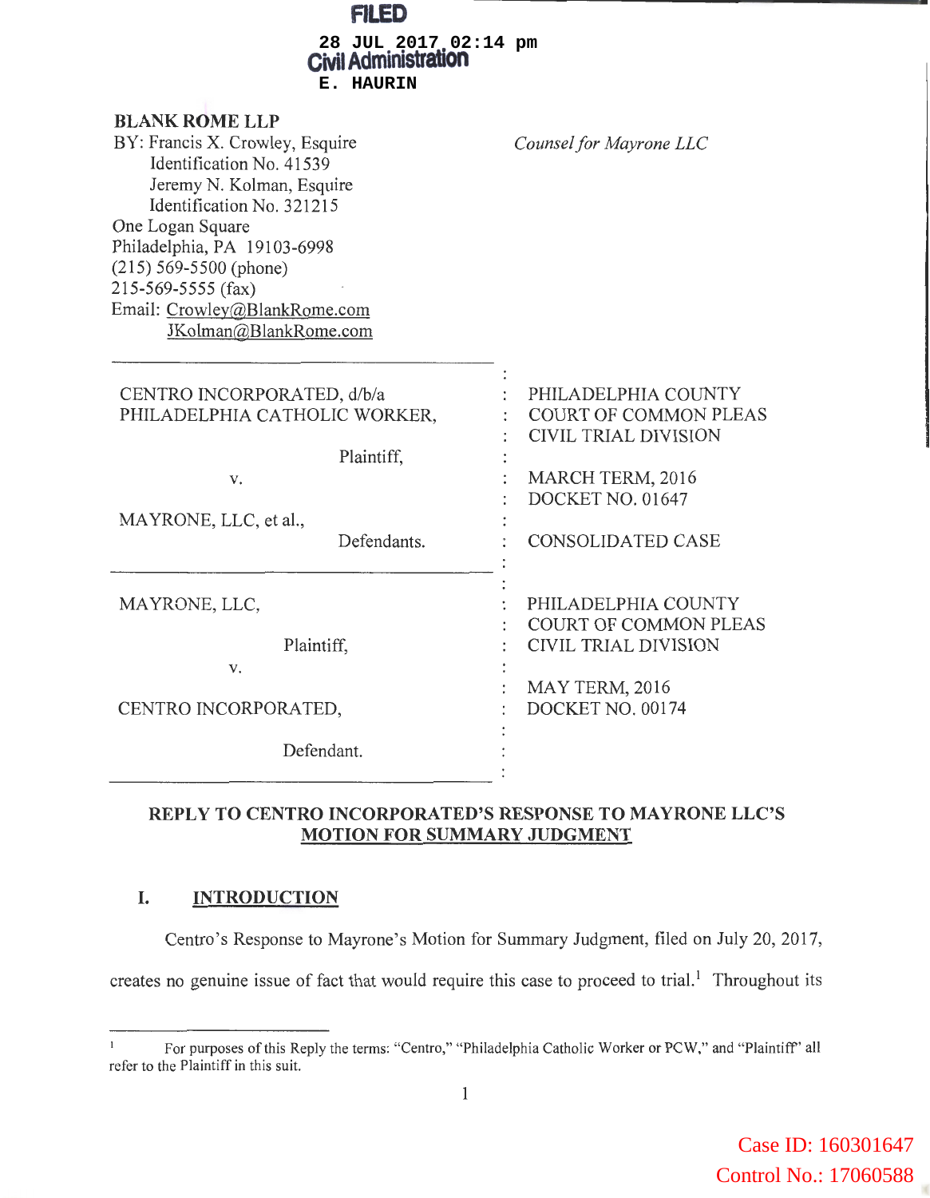FILED
28 JUL 2017 02:14 pm
Civil Administration
E. HAURIN

**BLANK ROME LLP**
BY: Francis X. Crowley, Esquire
Identification No. 41539
Jeremy N. Kolman, Esquire
Identification No. 321215
One Logan Square
Philadelphia, PA 19103-6998
(215) 569-5500 (phone)
215-569-5555 (fax)
Email: Crowley@BlankRome.com
JKolman@BlankRome.com

*Counsel for Mayrone LLC*

| | |
|---|---|
| CENTRO INCORPORATED, d/b/a PHILADELPHIA CATHOLIC WORKER, Plaintiff, v. MAYRONE, LLC, et al., Defendants. | PHILADELPHIA COUNTY COURT OF COMMON PLEAS CIVIL TRIAL DIVISION<br><br>MARCH TERM, 2016<br>DOCKET NO. 01647<br><br>CONSOLIDATED CASE |
| MAYRONE, LLC, Plaintiff, v. CENTRO INCORPORATED, Defendant. | PHILADELPHIA COUNTY COURT OF COMMON PLEAS CIVIL TRIAL DIVISION<br><br>MAY TERM, 2016<br>DOCKET NO. 00174 |

## REPLY TO CENTRO INCORPORATED'S RESPONSE TO MAYRONE LLC'S MOTION FOR SUMMARY JUDGMENT

### I. INTRODUCTION

Centro's Response to Mayrone's Motion for Summary Judgment, filed on July 20, 2017, creates no genuine issue of fact that would require this case to proceed to trial.[1] Throughout its

[1] For purposes of this Reply the terms: "Centro," "Philadelphia Catholic Worker or PCW," and "Plaintiff" all refer to the Plaintiff in this suit.

Case ID: 160301647
Control No.: 17060588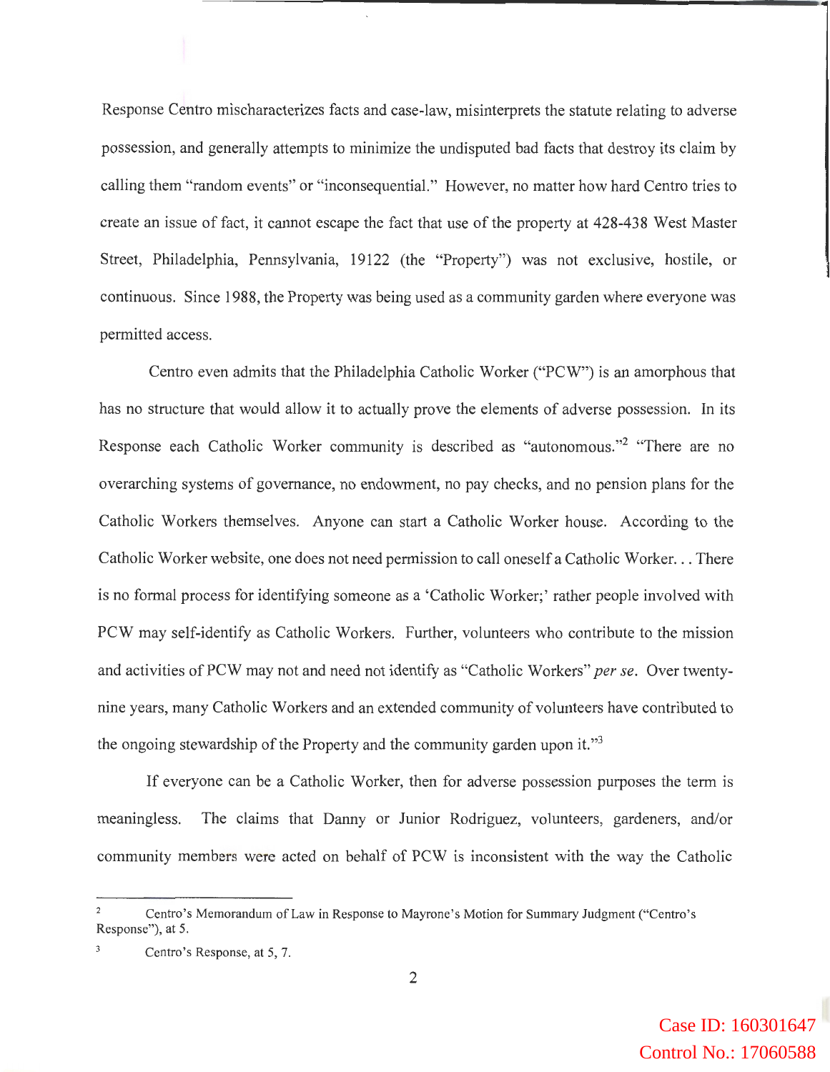Response Centro mischaracterizes facts and case-law, misinterprets the statute relating to adverse possession, and generally attempts to minimize the undisputed bad facts that destroy its claim by calling them "random events" or "inconsequential." However, no matter how hard Centro tries to create an issue of fact, it cannot escape the fact that use of the property at 428-438 West Master Street, Philadelphia, Pennsylvania, 19122 (the "Property") was not exclusive, hostile, or continuous. Since 1988, the Property was being used as a community garden where everyone was permitted access.

Centro even admits that the Philadelphia Catholic Worker ("PCW") is an amorphous that has no structure that would allow it to actually prove the elements of adverse possession. In its Response each Catholic Worker community is described as "autonomous."[2] "There are no overarching systems of governance, no endowment, no pay checks, and no pension plans for the Catholic Workers themselves. Anyone can start a Catholic Worker house. According to the Catholic Worker website, one does not need permission to call oneself a Catholic Worker. . . There is no formal process for identifying someone as a 'Catholic Worker;' rather people involved with PCW may self-identify as Catholic Workers. Further, volunteers who contribute to the mission and activities of PCW may not and need not identify as "Catholic Workers" *per se*. Over twenty-nine years, many Catholic Workers and an extended community of volunteers have contributed to the ongoing stewardship of the Property and the community garden upon it."[3]

If everyone can be a Catholic Worker, then for adverse possession purposes the term is meaningless. The claims that Danny or Junior Rodriguez, volunteers, gardeners, and/or community members were acted on behalf of PCW is inconsistent with the way the Catholic

---

[2] Centro's Memorandum of Law in Response to Mayrone's Motion for Summary Judgment ("Centro's Response"), at 5.

[3] Centro's Response, at 5, 7.

Case ID: 160301647
Control No.: 17060588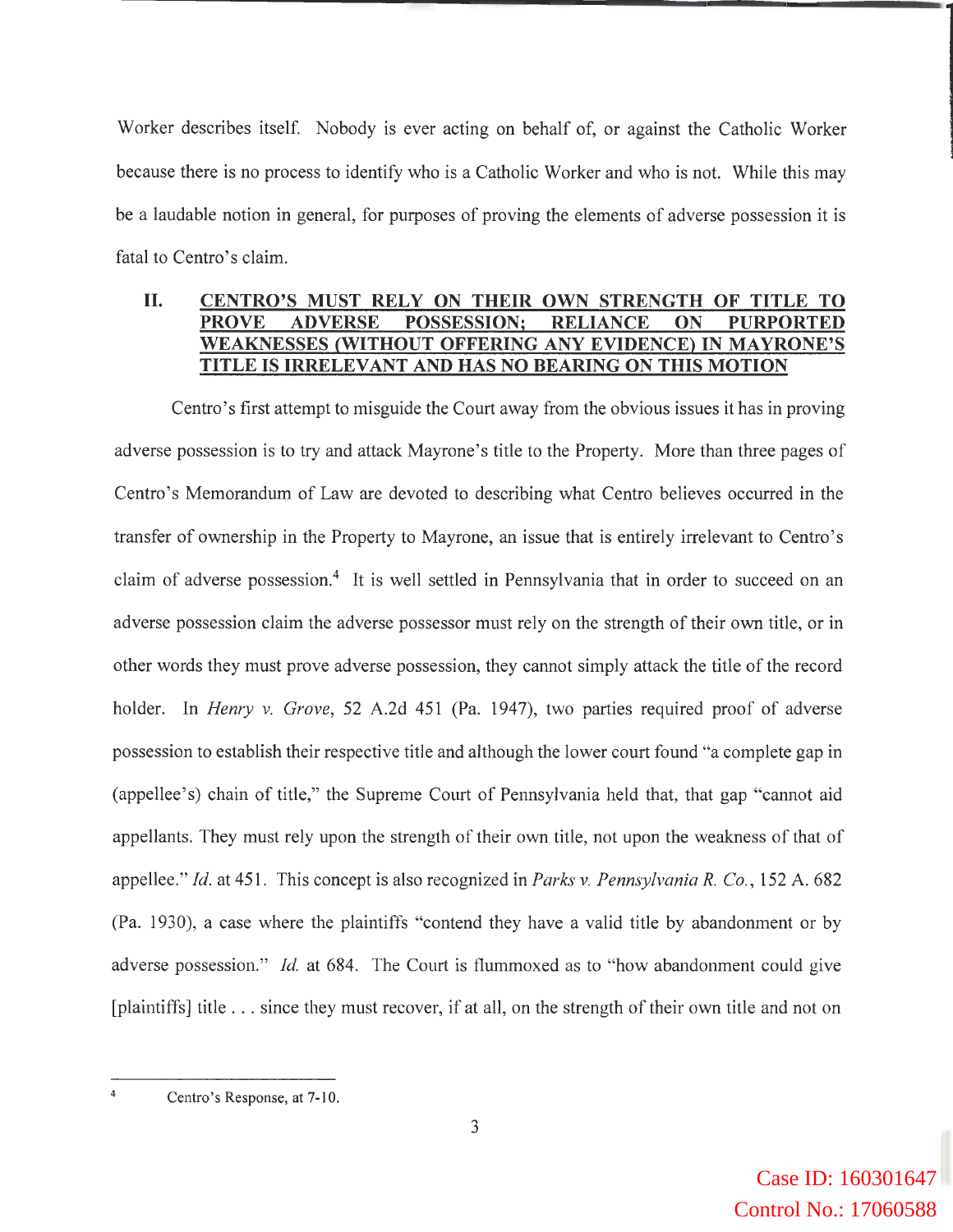Worker describes itself. Nobody is ever acting on behalf of, or against the Catholic Worker because there is no process to identify who is a Catholic Worker and who is not. While this may be a laudable notion in general, for purposes of proving the elements of adverse possession it is fatal to Centro's claim.

## II. CENTRO'S MUST RELY ON THEIR OWN STRENGTH OF TITLE TO PROVE ADVERSE POSSESSION; RELIANCE ON PURPORTED WEAKNESSES (WITHOUT OFFERING ANY EVIDENCE) IN MAYRONE'S TITLE IS IRRELEVANT AND HAS NO BEARING ON THIS MOTION

Centro's first attempt to misguide the Court away from the obvious issues it has in proving adverse possession is to try and attack Mayrone's title to the Property. More than three pages of Centro's Memorandum of Law are devoted to describing what Centro believes occurred in the transfer of ownership in the Property to Mayrone, an issue that is entirely irrelevant to Centro's claim of adverse possession.[4] It is well settled in Pennsylvania that in order to succeed on an adverse possession claim the adverse possessor must rely on the strength of their own title, or in other words they must prove adverse possession, they cannot simply attack the title of the record holder. In *Henry v. Grove*, 52 A.2d 451 (Pa. 1947), two parties required proof of adverse possession to establish their respective title and although the lower court found "a complete gap in (appellee's) chain of title," the Supreme Court of Pennsylvania held that, that gap "cannot aid appellants. They must rely upon the strength of their own title, not upon the weakness of that of appellee." *Id.* at 451. This concept is also recognized in *Parks v. Pennsylvania R. Co.*, 152 A. 682 (Pa. 1930), a case where the plaintiffs "contend they have a valid title by abandonment or by adverse possession." *Id.* at 684. The Court is flummoxed as to "how abandonment could give [plaintiffs] title . . . since they must recover, if at all, on the strength of their own title and not on

---

[4] Centro's Response, at 7-10.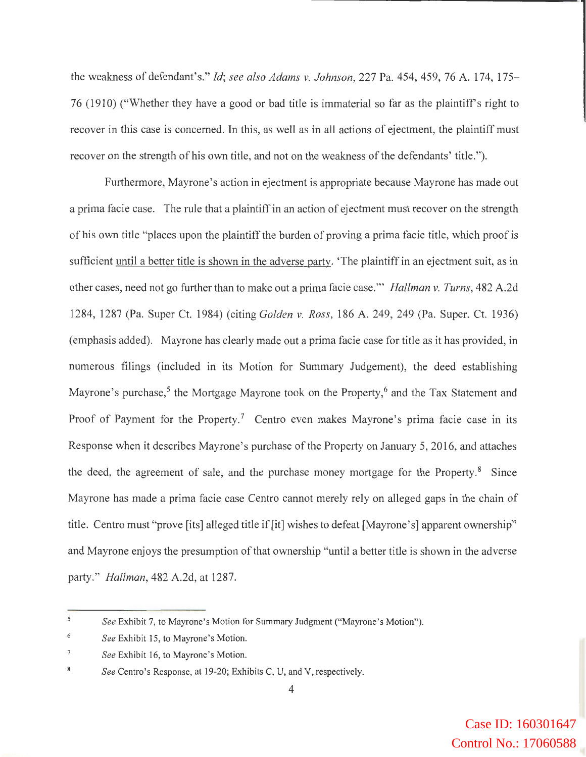the weakness of defendant's." *Id*; *see also Adams v. Johnson*, 227 Pa. 454, 459, 76 A. 174, 175–76 (1910) ("Whether they have a good or bad title is immaterial so far as the plaintiff's right to recover in this case is concerned. In this, as well as in all actions of ejectment, the plaintiff must recover on the strength of his own title, and not on the weakness of the defendants' title.").

Furthermore, Mayrone's action in ejectment is appropriate because Mayrone has made out a prima facie case. The rule that a plaintiff in an action of ejectment must recover on the strength of his own title "places upon the plaintiff the burden of proving a prima facie title, which proof is sufficient <u>until a better title is shown in the adverse party</u>. 'The plaintiff in an ejectment suit, as in other cases, need not go further than to make out a prima facie case.'" *Hallman v. Turns*, 482 A.2d 1284, 1287 (Pa. Super Ct. 1984) (citing *Golden v. Ross*, 186 A. 249, 249 (Pa. Super. Ct. 1936) (emphasis added). Mayrone has clearly made out a prima facie case for title as it has provided, in numerous filings (included in its Motion for Summary Judgement), the deed establishing Mayrone's purchase,[5] the Mortgage Mayrone took on the Property,[6] and the Tax Statement and Proof of Payment for the Property.[7] Centro even makes Mayrone's prima facie case in its Response when it describes Mayrone's purchase of the Property on January 5, 2016, and attaches the deed, the agreement of sale, and the purchase money mortgage for the Property.[8] Since Mayrone has made a prima facie case Centro cannot merely rely on alleged gaps in the chain of title. Centro must "prove [its] alleged title if [it] wishes to defeat [Mayrone's] apparent ownership" and Mayrone enjoys the presumption of that ownership "until a better title is shown in the adverse party." *Hallman*, 482 A.2d, at 1287.

---

[5] *See* Exhibit 7, to Mayrone's Motion for Summary Judgment ("Mayrone's Motion").

[6] *See* Exhibit 15, to Mayrone's Motion.

[7] *See* Exhibit 16, to Mayrone's Motion.

[8] *See* Centro's Response, at 19-20; Exhibits C, U, and V, respectively.

Case ID: 160301647
Control No.: 17060588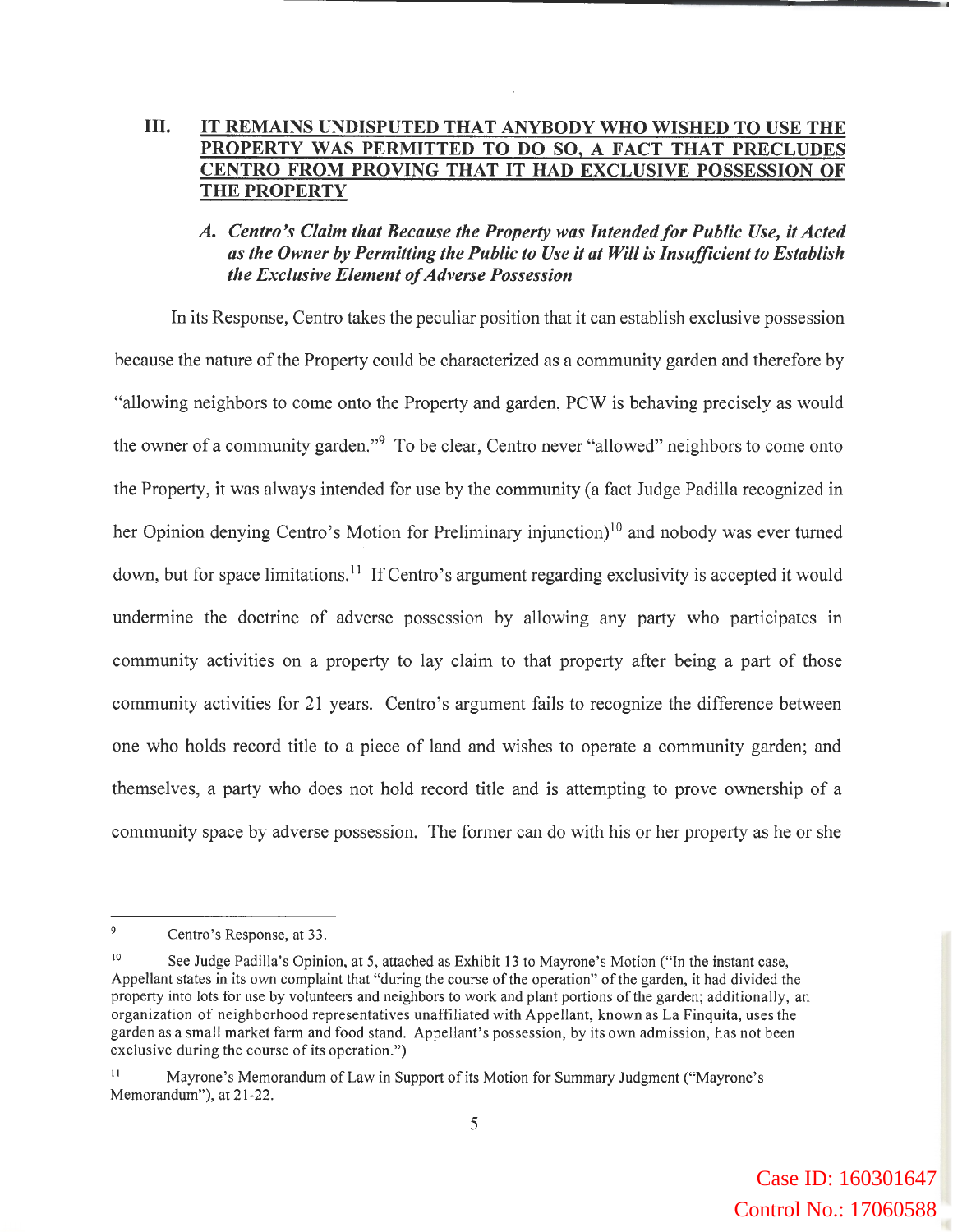## III. IT REMAINS UNDISPUTED THAT ANYBODY WHO WISHED TO USE THE PROPERTY WAS PERMITTED TO DO SO, A FACT THAT PRECLUDES CENTRO FROM PROVING THAT IT HAD EXCLUSIVE POSSESSION OF THE PROPERTY

### *A. Centro's Claim that Because the Property was Intended for Public Use, it Acted as the Owner by Permitting the Public to Use it at Will is Insufficient to Establish the Exclusive Element of Adverse Possession*

In its Response, Centro takes the peculiar position that it can establish exclusive possession because the nature of the Property could be characterized as a community garden and therefore by "allowing neighbors to come onto the Property and garden, PCW is behaving precisely as would the owner of a community garden."[9] To be clear, Centro never "allowed" neighbors to come onto the Property, it was always intended for use by the community (a fact Judge Padilla recognized in her Opinion denying Centro's Motion for Preliminary injunction)[10] and nobody was ever turned down, but for space limitations.[11] If Centro's argument regarding exclusivity is accepted it would undermine the doctrine of adverse possession by allowing any party who participates in community activities on a property to lay claim to that property after being a part of those community activities for 21 years. Centro's argument fails to recognize the difference between one who holds record title to a piece of land and wishes to operate a community garden; and themselves, a party who does not hold record title and is attempting to prove ownership of a community space by adverse possession. The former can do with his or her property as he or she

---

[9] Centro's Response, at 33.

[10] See Judge Padilla's Opinion, at 5, attached as Exhibit 13 to Mayrone's Motion ("In the instant case, Appellant states in its own complaint that "during the course of the operation" of the garden, it had divided the property into lots for use by volunteers and neighbors to work and plant portions of the garden; additionally, an organization of neighborhood representatives unaffiliated with Appellant, known as La Finquita, uses the garden as a small market farm and food stand. Appellant's possession, by its own admission, has not been exclusive during the course of its operation.")

[11] Mayrone's Memorandum of Law in Support of its Motion for Summary Judgment ("Mayrone's Memorandum"), at 21-22.

Case ID: 160301647
Control No.: 17060588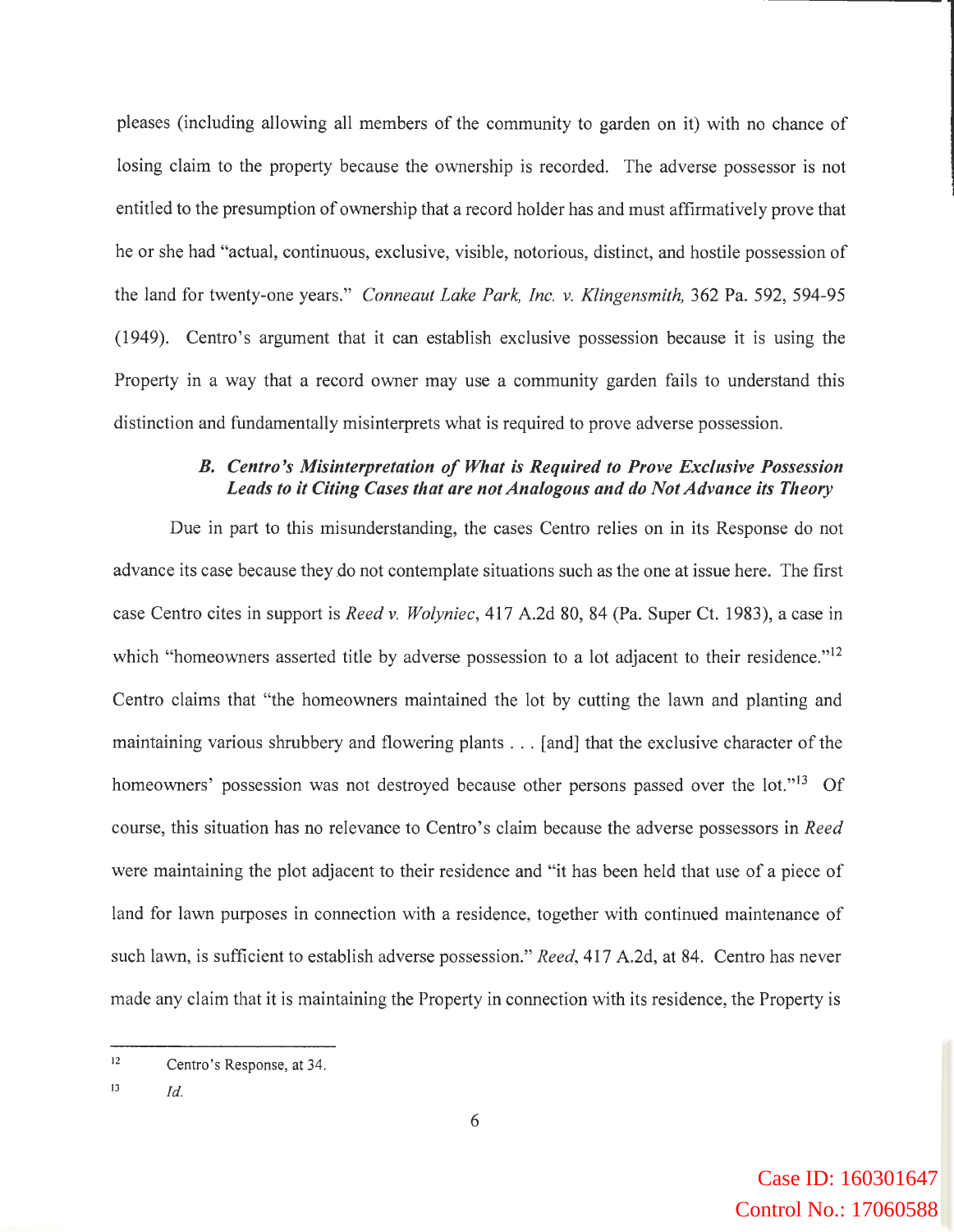pleases (including allowing all members of the community to garden on it) with no chance of losing claim to the property because the ownership is recorded. The adverse possessor is not entitled to the presumption of ownership that a record holder has and must affirmatively prove that he or she had "actual, continuous, exclusive, visible, notorious, distinct, and hostile possession of the land for twenty-one years." *Conneaut Lake Park, Inc. v. Klingensmith,* 362 Pa. 592, 594-95 (1949). Centro's argument that it can establish exclusive possession because it is using the Property in a way that a record owner may use a community garden fails to understand this distinction and fundamentally misinterprets what is required to prove adverse possession.

### *B. Centro's Misinterpretation of What is Required to Prove Exclusive Possession Leads to it Citing Cases that are not Analogous and do Not Advance its Theory*

Due in part to this misunderstanding, the cases Centro relies on in its Response do not advance its case because they do not contemplate situations such as the one at issue here. The first case Centro cites in support is *Reed v. Wolyniec*, 417 A.2d 80, 84 (Pa. Super Ct. 1983), a case in which "homeowners asserted title by adverse possession to a lot adjacent to their residence."[12] Centro claims that "the homeowners maintained the lot by cutting the lawn and planting and maintaining various shrubbery and flowering plants . . . [and] that the exclusive character of the homeowners' possession was not destroyed because other persons passed over the lot."[13] Of course, this situation has no relevance to Centro's claim because the adverse possessors in *Reed* were maintaining the plot adjacent to their residence and "it has been held that use of a piece of land for lawn purposes in connection with a residence, together with continued maintenance of such lawn, is sufficient to establish adverse possession." *Reed*, 417 A.2d, at 84. Centro has never made any claim that it is maintaining the Property in connection with its residence, the Property is

---

[12] Centro's Response, at 34.

[13] *Id.*

Case ID: 160301647
Control No.: 17060588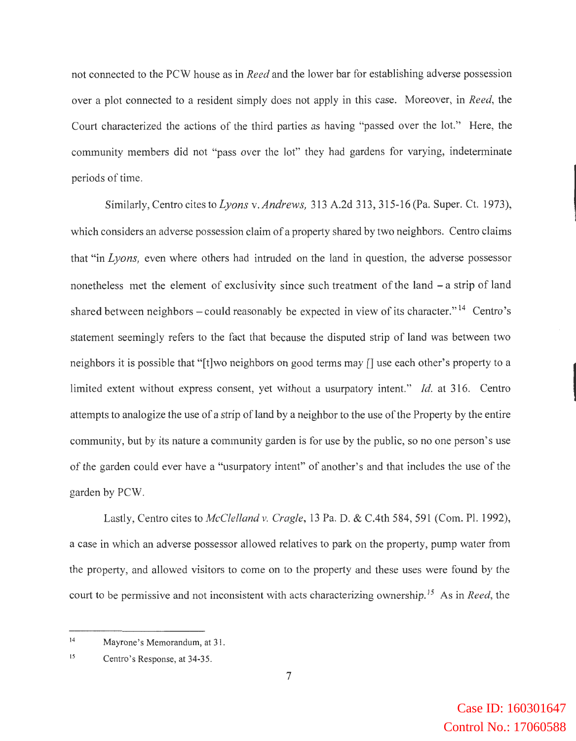not connected to the PCW house as in *Reed* and the lower bar for establishing adverse possession over a plot connected to a resident simply does not apply in this case. Moreover, in *Reed*, the Court characterized the actions of the third parties as having "passed over the lot." Here, the community members did not "pass over the lot" they had gardens for varying, indeterminate periods of time.

Similarly, Centro cites to *Lyons* v. *Andrews,* 313 A.2d 313, 315-16 (Pa. Super. Ct. 1973), which considers an adverse possession claim of a property shared by two neighbors. Centro claims that "in *Lyons,* even where others had intruded on the land in question, the adverse possessor nonetheless met the element of exclusivity since such treatment of the land – a strip of land shared between neighbors – could reasonably be expected in view of its character."[14] Centro's statement seemingly refers to the fact that because the disputed strip of land was between two neighbors it is possible that "[t]wo neighbors on good terms may [] use each other's property to a limited extent without express consent, yet without a usurpatory intent." *Id.* at 316. Centro attempts to analogize the use of a strip of land by a neighbor to the use of the Property by the entire community, but by its nature a community garden is for use by the public, so no one person's use of the garden could ever have a "usurpatory intent" of another's and that includes the use of the garden by PCW.

Lastly, Centro cites to *McClelland v. Cragle*, 13 Pa. D. & C.4th 584, 591 (Com. Pl. 1992), a case in which an adverse possessor allowed relatives to park on the property, pump water from the property, and allowed visitors to come on to the property and these uses were found by the court to be permissive and not inconsistent with acts characterizing ownership.[15] As in *Reed*, the

---

[14] Mayrone's Memorandum, at 31.

[15] Centro's Response, at 34-35.

Case ID: 160301647
Control No.: 17060588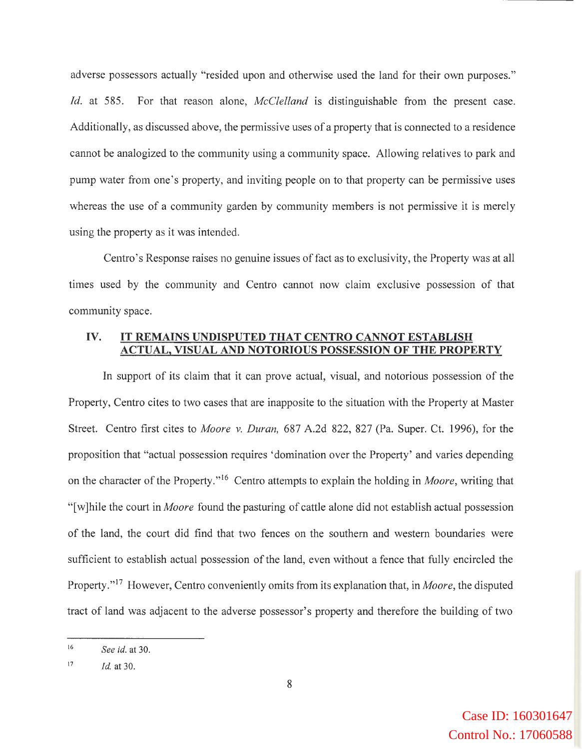adverse possessors actually "resided upon and otherwise used the land for their own purposes." *Id.* at 585. For that reason alone, *McClelland* is distinguishable from the present case. Additionally, as discussed above, the permissive uses of a property that is connected to a residence cannot be analogized to the community using a community space. Allowing relatives to park and pump water from one's property, and inviting people on to that property can be permissive uses whereas the use of a community garden by community members is not permissive it is merely using the property as it was intended.

Centro's Response raises no genuine issues of fact as to exclusivity, the Property was at all times used by the community and Centro cannot now claim exclusive possession of that community space.

## IV. IT REMAINS UNDISPUTED THAT CENTRO CANNOT ESTABLISH ACTUAL, VISUAL AND NOTORIOUS POSSESSION OF THE PROPERTY

In support of its claim that it can prove actual, visual, and notorious possession of the Property, Centro cites to two cases that are inapposite to the situation with the Property at Master Street. Centro first cites to *Moore v. Duran,* 687 A.2d 822, 827 (Pa. Super. Ct. 1996), for the proposition that "actual possession requires 'domination over the Property' and varies depending on the character of the Property."[16] Centro attempts to explain the holding in *Moore*, writing that "[w]hile the court in *Moore* found the pasturing of cattle alone did not establish actual possession of the land, the court did find that two fences on the southern and western boundaries were sufficient to establish actual possession of the land, even without a fence that fully encircled the Property."[17] However, Centro conveniently omits from its explanation that, in *Moore*, the disputed tract of land was adjacent to the adverse possessor's property and therefore the building of two

---

[16] *See id.* at 30.

[17] *Id.* at 30.

Case ID: 160301647
Control No.: 17060588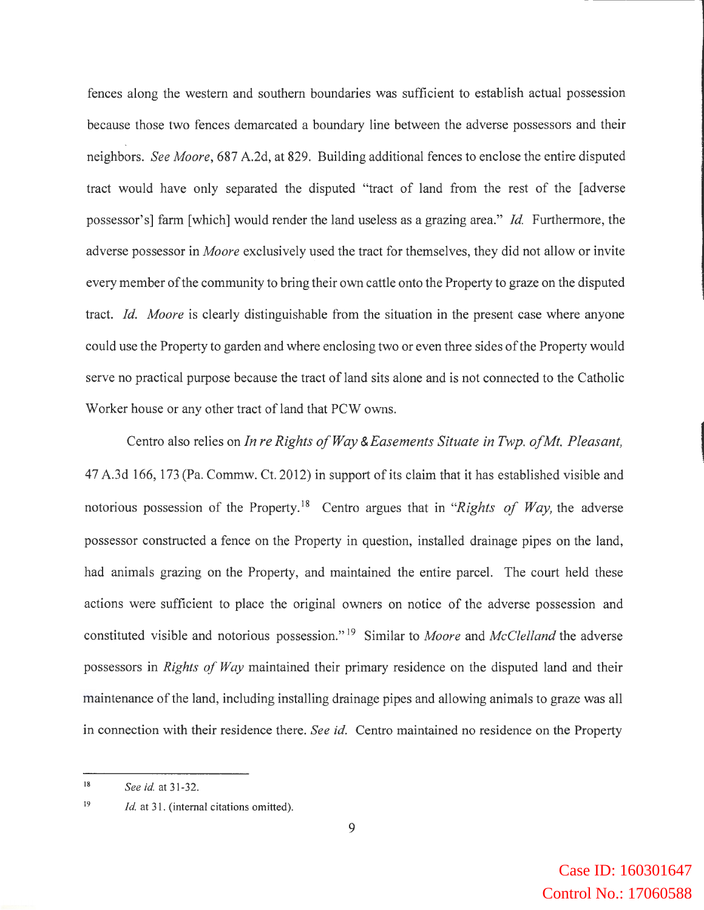fences along the western and southern boundaries was sufficient to establish actual possession because those two fences demarcated a boundary line between the adverse possessors and their neighbors. *See Moore*, 687 A.2d, at 829. Building additional fences to enclose the entire disputed tract would have only separated the disputed "tract of land from the rest of the [adverse possessor's] farm [which] would render the land useless as a grazing area." *Id.* Furthermore, the adverse possessor in *Moore* exclusively used the tract for themselves, they did not allow or invite every member of the community to bring their own cattle onto the Property to graze on the disputed tract. *Id. Moore* is clearly distinguishable from the situation in the present case where anyone could use the Property to garden and where enclosing two or even three sides of the Property would serve no practical purpose because the tract of land sits alone and is not connected to the Catholic Worker house or any other tract of land that PCW owns.

Centro also relies on *In re Rights of Way & Easements Situate in Twp. of Mt. Pleasant*, 47 A.3d 166, 173 (Pa. Commw. Ct. 2012) in support of its claim that it has established visible and notorious possession of the Property.[18] Centro argues that in "*Rights of Way*, the adverse possessor constructed a fence on the Property in question, installed drainage pipes on the land, had animals grazing on the Property, and maintained the entire parcel. The court held these actions were sufficient to place the original owners on notice of the adverse possession and constituted visible and notorious possession."[19] Similar to *Moore* and *McClelland* the adverse possessors in *Rights of Way* maintained their primary residence on the disputed land and their maintenance of the land, including installing drainage pipes and allowing animals to graze was all in connection with their residence there. *See id.* Centro maintained no residence on the Property

---

[18] *See id.* at 31-32.

[19] *Id.* at 31. (internal citations omitted).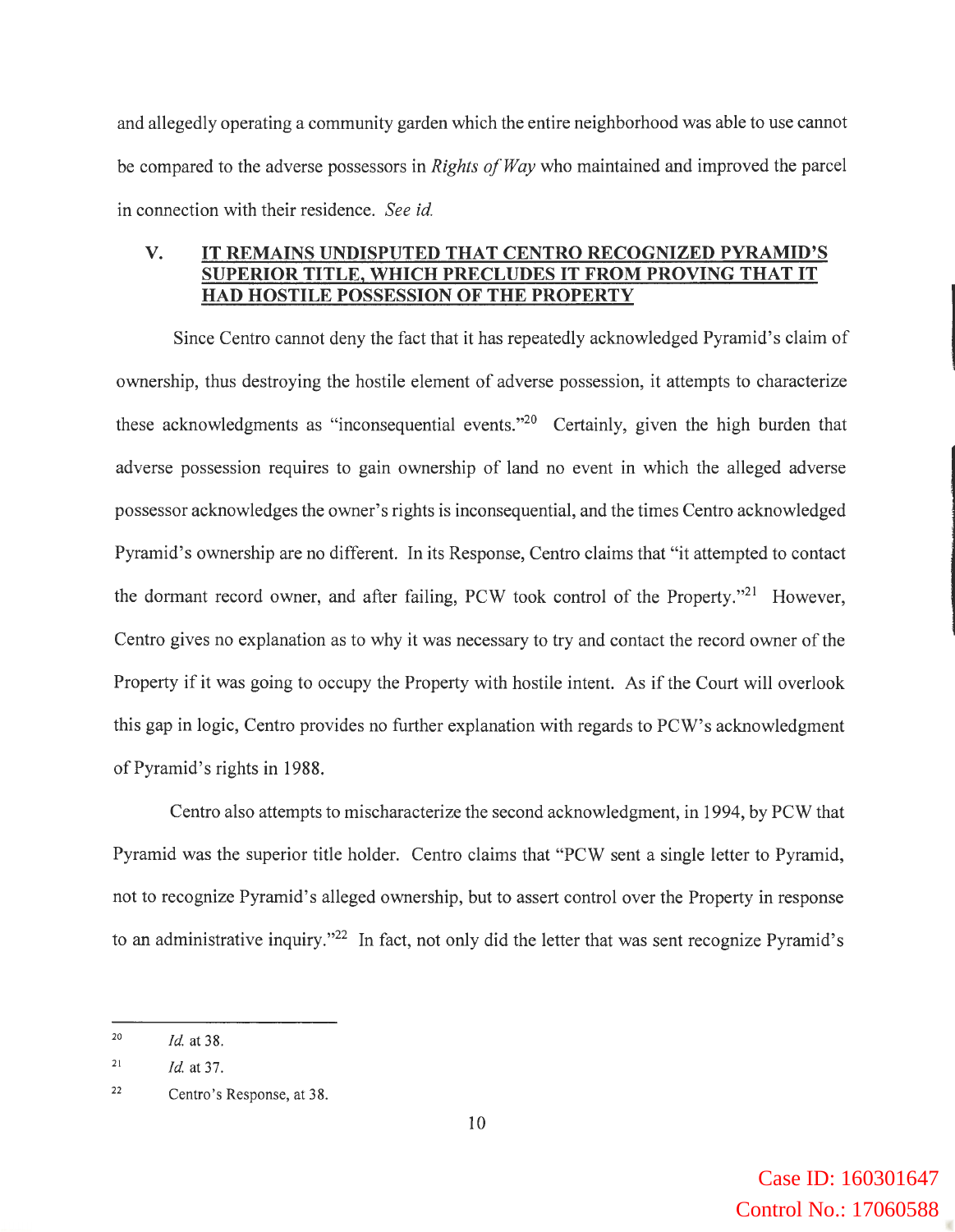and allegedly operating a community garden which the entire neighborhood was able to use cannot be compared to the adverse possessors in *Rights of Way* who maintained and improved the parcel in connection with their residence. *See id.*

## V. IT REMAINS UNDISPUTED THAT CENTRO RECOGNIZED PYRAMID'S SUPERIOR TITLE, WHICH PRECLUDES IT FROM PROVING THAT IT HAD HOSTILE POSSESSION OF THE PROPERTY

Since Centro cannot deny the fact that it has repeatedly acknowledged Pyramid's claim of ownership, thus destroying the hostile element of adverse possession, it attempts to characterize these acknowledgments as "inconsequential events."[20] Certainly, given the high burden that adverse possession requires to gain ownership of land no event in which the alleged adverse possessor acknowledges the owner's rights is inconsequential, and the times Centro acknowledged Pyramid's ownership are no different. In its Response, Centro claims that "it attempted to contact the dormant record owner, and after failing, PCW took control of the Property."[21] However, Centro gives no explanation as to why it was necessary to try and contact the record owner of the Property if it was going to occupy the Property with hostile intent. As if the Court will overlook this gap in logic, Centro provides no further explanation with regards to PCW's acknowledgment of Pyramid's rights in 1988.

Centro also attempts to mischaracterize the second acknowledgment, in 1994, by PCW that Pyramid was the superior title holder. Centro claims that "PCW sent a single letter to Pyramid, not to recognize Pyramid's alleged ownership, but to assert control over the Property in response to an administrative inquiry."[22] In fact, not only did the letter that was sent recognize Pyramid's

---

[20] *Id.* at 38.

[21] *Id.* at 37.

[22] Centro's Response, at 38.

Case ID: 160301647
Control No.: 17060588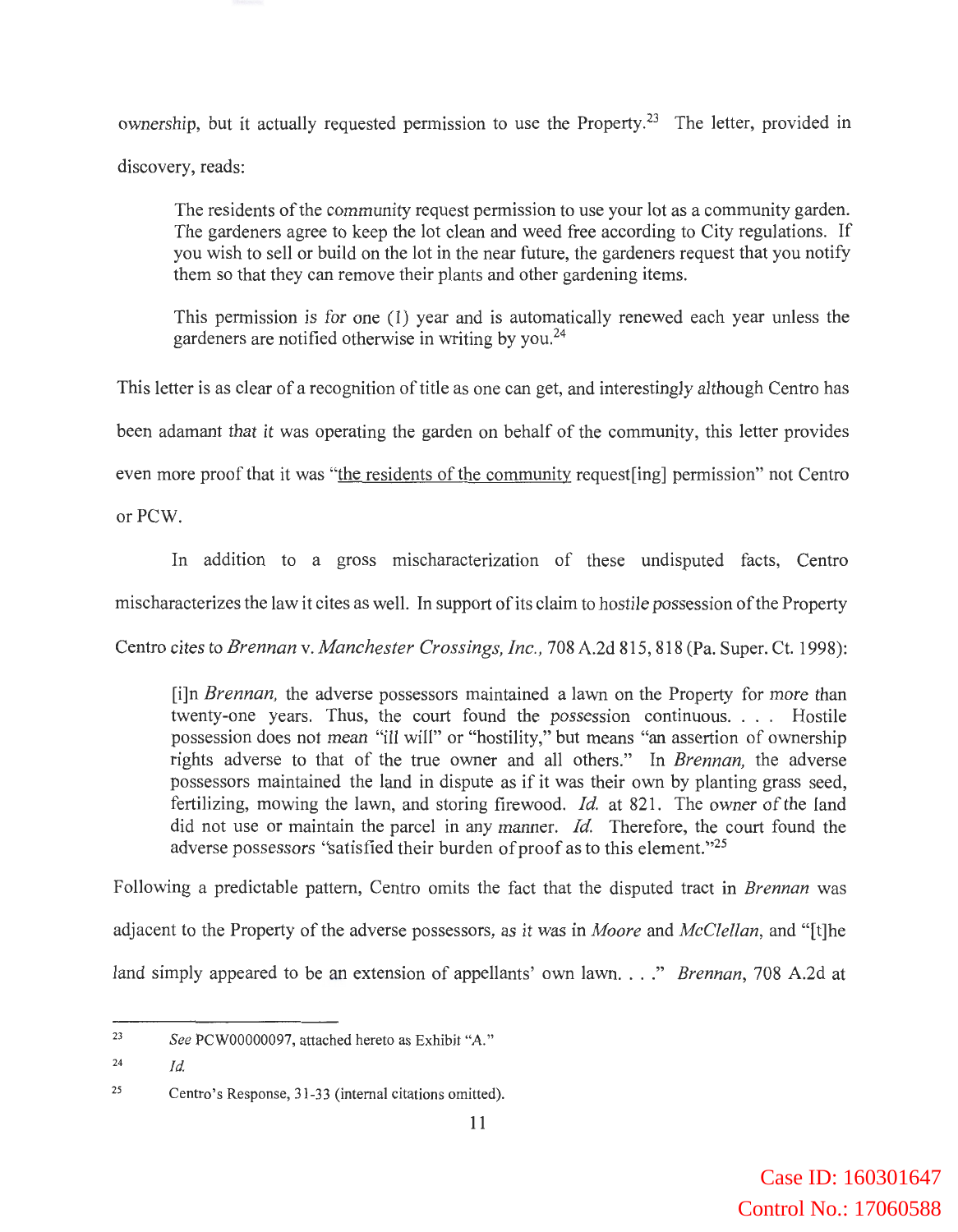ownership, but it actually requested permission to use the Property.[23] The letter, provided in discovery, reads:

> The residents of the community request permission to use your lot as a community garden. The gardeners agree to keep the lot clean and weed free according to City regulations. If you wish to sell or build on the lot in the near future, the gardeners request that you notify them so that they can remove their plants and other gardening items.
>
> This permission is for one (1) year and is automatically renewed each year unless the gardeners are notified otherwise in writing by you.[24]

This letter is as clear of a recognition of title as one can get, and interestingly although Centro has been adamant that it was operating the garden on behalf of the community, this letter provides even more proof that it was "<u>the residents of the community</u> request[ing] permission" not Centro or PCW.

In addition to a gross mischaracterization of these undisputed facts, Centro mischaracterizes the law it cites as well. In support of its claim to hostile possession of the Property Centro cites to *Brennan* v. *Manchester Crossings, Inc.*, 708 A.2d 815, 818 (Pa. Super. Ct. 1998):

> [i]n *Brennan,* the adverse possessors maintained a lawn on the Property for more than twenty-one years. Thus, the court found the possession continuous. . . . Hostile possession does not mean "ill will" or "hostility," but means "an assertion of ownership rights adverse to that of the true owner and all others." In *Brennan,* the adverse possessors maintained the land in dispute as if it was their own by planting grass seed, fertilizing, mowing the lawn, and storing firewood. *Id.* at 821. The owner of the land did not use or maintain the parcel in any manner. *Id.* Therefore, the court found the adverse possessors "satisfied their burden of proof as to this element."[25]

Following a predictable pattern, Centro omits the fact that the disputed tract in *Brennan* was adjacent to the Property of the adverse possessors, as it was in *Moore* and *McClellan*, and "[t]he land simply appeared to be an extension of appellants' own lawn. . . ." *Brennan*, 708 A.2d at

---

[23] *See* PCW00000097, attached hereto as Exhibit "A."

[24] *Id.*

[25] Centro's Response, 31-33 (internal citations omitted).

Case ID: 160301647
Control No.: 17060588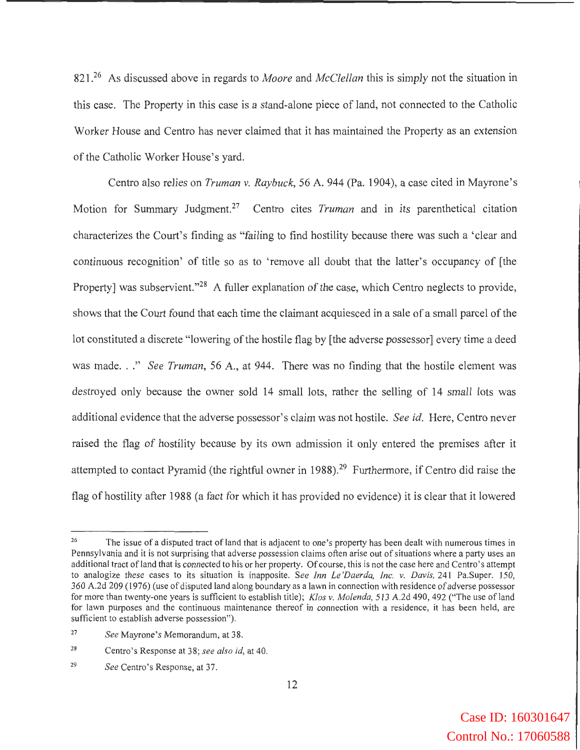821.[26] As discussed above in regards to *Moore* and *McClellan* this is simply not the situation in this case. The Property in this case is a stand-alone piece of land, not connected to the Catholic Worker House and Centro has never claimed that it has maintained the Property as an extension of the Catholic Worker House's yard.

Centro also relies on *Truman v. Raybuck*, 56 A. 944 (Pa. 1904), a case cited in Mayrone's Motion for Summary Judgment.[27] Centro cites *Truman* and in its parenthetical citation characterizes the Court's finding as "failing to find hostility because there was such a 'clear and continuous recognition' of title so as to 'remove all doubt that the latter's occupancy of [the Property] was subservient."[28] A fuller explanation of the case, which Centro neglects to provide, shows that the Court found that each time the claimant acquiesced in a sale of a small parcel of the lot constituted a discrete "lowering of the hostile flag by [the adverse possessor] every time a deed was made. . ." *See Truman*, 56 A., at 944. There was no finding that the hostile element was destroyed only because the owner sold 14 small lots, rather the selling of 14 small lots was additional evidence that the adverse possessor's claim was not hostile. *See id.* Here, Centro never raised the flag of hostility because by its own admission it only entered the premises after it attempted to contact Pyramid (the rightful owner in 1988).[29] Furthermore, if Centro did raise the flag of hostility after 1988 (a fact for which it has provided no evidence) it is clear that it lowered

---

[26] The issue of a disputed tract of land that is adjacent to one's property has been dealt with numerous times in Pennsylvania and it is not surprising that adverse possession claims often arise out of situations where a party uses an additional tract of land that is connected to his or her property. Of course, this is not the case here and Centro's attempt to analogize these cases to its situation is inapposite. *See Inn Le'Daerda, Inc. v. Davis*, 241 Pa.Super. 150, 360 A.2d 209 (1976) (use of disputed land along boundary as a lawn in connection with residence of adverse possessor for more than twenty-one years is sufficient to establish title); *Klos v. Molenda*, 513 A.2d 490, 492 ("The use of land for lawn purposes and the continuous maintenance thereof in connection with a residence, it has been held, are sufficient to establish adverse possession").

[27] *See* Mayrone's Memorandum, at 38.

[28] Centro's Response at 38; *see also id*, at 40.

[29] *See* Centro's Response, at 37.

Case ID: 160301647
Control No.: 17060588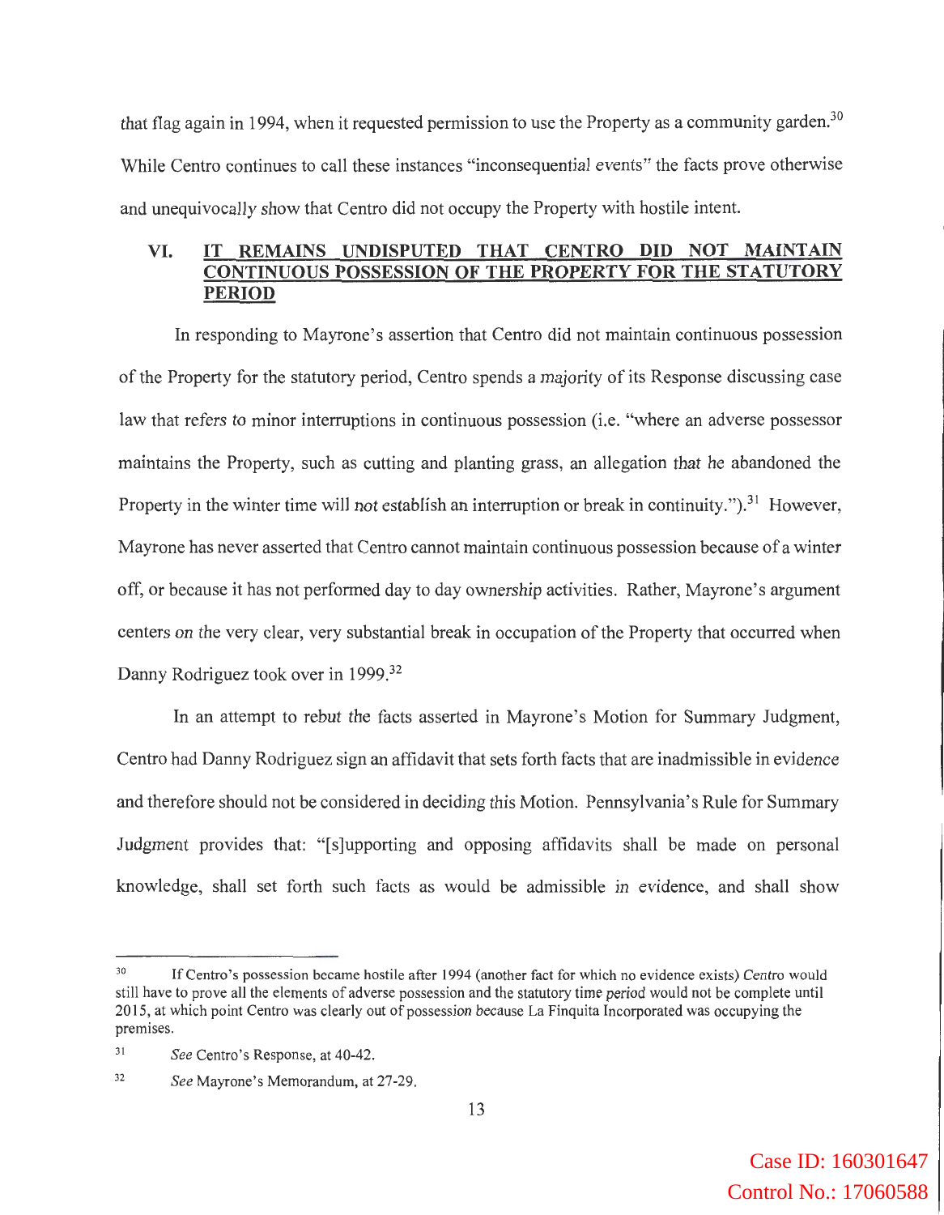that flag again in 1994, when it requested permission to use the Property as a community garden.[30] While Centro continues to call these instances "inconsequential events" the facts prove otherwise and unequivocally show that Centro did not occupy the Property with hostile intent.

## VI. IT REMAINS UNDISPUTED THAT CENTRO DID NOT MAINTAIN CONTINUOUS POSSESSION OF THE PROPERTY FOR THE STATUTORY PERIOD

In responding to Mayrone's assertion that Centro did not maintain continuous possession of the Property for the statutory period, Centro spends a majority of its Response discussing case law that refers to minor interruptions in continuous possession (i.e. "where an adverse possessor maintains the Property, such as cutting and planting grass, an allegation that he abandoned the Property in the winter time will *not* establish an interruption or break in continuity.").[31] However, Mayrone has never asserted that Centro cannot maintain continuous possession because of a winter off, or because it has not performed day to day ownership activities. Rather, Mayrone's argument centers on the very clear, very substantial break in occupation of the Property that occurred when Danny Rodriguez took over in 1999.[32]

In an attempt to rebut the facts asserted in Mayrone's Motion for Summary Judgment, Centro had Danny Rodriguez sign an affidavit that sets forth facts that are inadmissible in evidence and therefore should not be considered in deciding this Motion. Pennsylvania's Rule for Summary Judgment provides that: "[s]upporting and opposing affidavits shall be made on personal knowledge, shall set forth such facts as would be admissible in evidence, and shall show

---

[30] If Centro's possession became hostile after 1994 (another fact for which no evidence exists) Centro would still have to prove all the elements of adverse possession and the statutory time period would not be complete until 2015, at which point Centro was clearly out of possession because La Finquita Incorporated was occupying the premises.

[31] *See* Centro's Response, at 40-42.

[32] *See* Mayrone's Memorandum, at 27-29.

Case ID: 160301647
Control No.: 17060588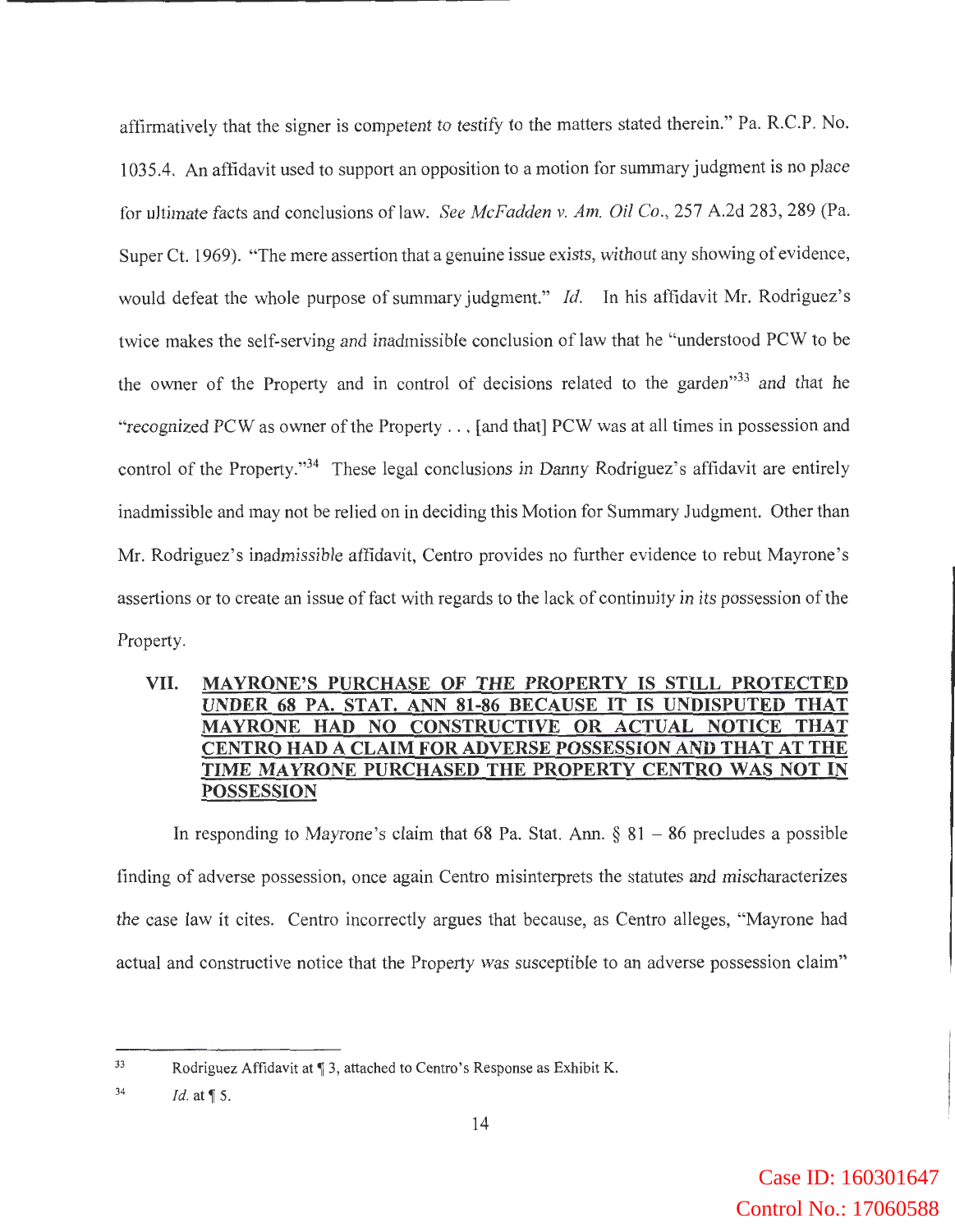affirmatively that the signer is competent to testify to the matters stated therein." Pa. R.C.P. No. 1035.4. An affidavit used to support an opposition to a motion for summary judgment is no place for ultimate facts and conclusions of law. *See McFadden v. Am. Oil Co.*, 257 A.2d 283, 289 (Pa. Super Ct. 1969). "The mere assertion that a genuine issue exists, without any showing of evidence, would defeat the whole purpose of summary judgment." *Id.* In his affidavit Mr. Rodriguez's twice makes the self-serving and inadmissible conclusion of law that he "understood PCW to be the owner of the Property and in control of decisions related to the garden"[33] and that he "recognized PCW as owner of the Property . . . [and that] PCW was at all times in possession and control of the Property."[34] These legal conclusions in Danny Rodriguez's affidavit are entirely inadmissible and may not be relied on in deciding this Motion for Summary Judgment. Other than Mr. Rodriguez's inadmissible affidavit, Centro provides no further evidence to rebut Mayrone's assertions or to create an issue of fact with regards to the lack of continuity in its possession of the Property.

## VII. MAYRONE'S PURCHASE OF THE PROPERTY IS STILL PROTECTED UNDER 68 PA. STAT. ANN 81-86 BECAUSE IT IS UNDISPUTED THAT MAYRONE HAD NO CONSTRUCTIVE OR ACTUAL NOTICE THAT CENTRO HAD A CLAIM FOR ADVERSE POSSESSION AND THAT AT THE TIME MAYRONE PURCHASED THE PROPERTY CENTRO WAS NOT IN POSSESSION

In responding to Mayrone's claim that 68 Pa. Stat. Ann. § 81 – 86 precludes a possible finding of adverse possession, once again Centro misinterprets the statutes and mischaracterizes the case law it cites. Centro incorrectly argues that because, as Centro alleges, "Mayrone had actual and constructive notice that the Property was susceptible to an adverse possession claim"

---

[33] Rodriguez Affidavit at ¶ 3, attached to Centro's Response as Exhibit K.

[34] *Id.* at ¶ 5.

Case ID: 160301647
Control No.: 17060588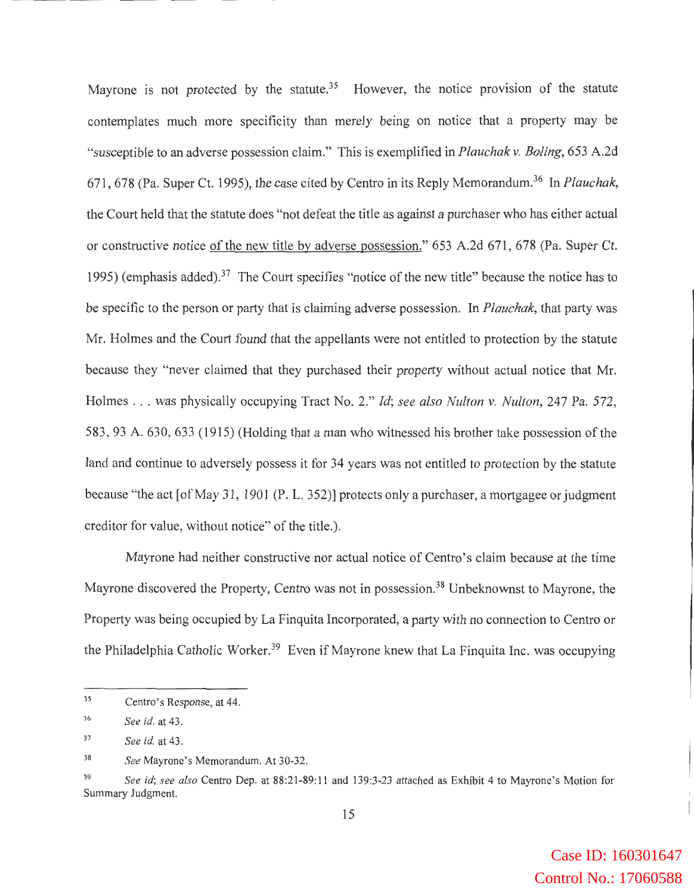Mayrone is not protected by the statute.[35] However, the notice provision of the statute contemplates much more specificity than merely being on notice that a property may be "susceptible to an adverse possession claim." This is exemplified in *Plauchak v. Boling*, 653 A.2d 671, 678 (Pa. Super Ct. 1995), the case cited by Centro in its Reply Memorandum.[36] In *Plauchak*, the Court held that the statute does "not defeat the title as against a purchaser who has either actual or constructive notice <u>of the new title by adverse possession.</u>" 653 A.2d 671, 678 (Pa. Super Ct. 1995) (emphasis added).[37] The Court specifies "notice of the new title" because the notice has to be specific to the person or party that is claiming adverse possession. In *Plauchak*, that party was Mr. Holmes and the Court found that the appellants were not entitled to protection by the statute because they "never claimed that they purchased their property without actual notice that Mr. Holmes . . . was physically occupying Tract No. 2." *Id*; *see also Nulton v. Nulton*, 247 Pa. 572, 583, 93 A. 630, 633 (1915) (Holding that a man who witnessed his brother take possession of the land and continue to adversely possess it for 34 years was not entitled to protection by the statute because "the act [of May 31, 1901 (P. L. 352)] protects only a purchaser, a mortgagee or judgment creditor for value, without notice" of the title.).

Mayrone had neither constructive nor actual notice of Centro's claim because at the time Mayrone discovered the Property, Centro was not in possession.[38] Unbeknownst to Mayrone, the Property was being occupied by La Finquita Incorporated, a party with no connection to Centro or the Philadelphia Catholic Worker.[39] Even if Mayrone knew that La Finquita Inc. was occupying

---

[35] Centro's Response, at 44.

[36] *See id.* at 43.

[37] *See id.* at 43.

[38] *See* Mayrone's Memorandum. At 30-32.

[39] *See id*; *see also* Centro Dep. at 88:21-89:11 and 139:3-23 attached as Exhibit 4 to Mayrone's Motion for Summary Judgment.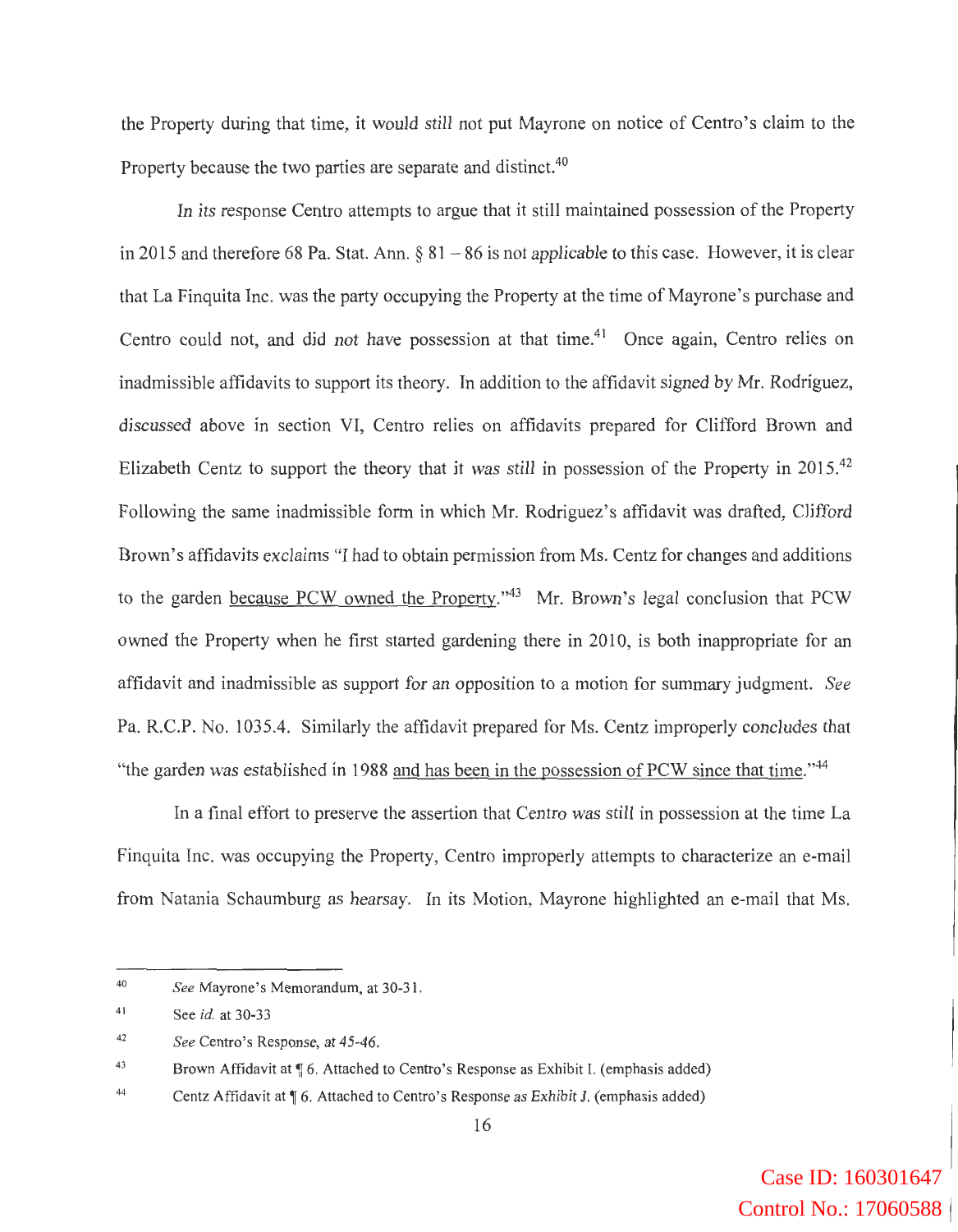the Property during that time, it would *still* not put Mayrone on notice of Centro's claim to the Property because the two parties are separate and distinct.[40]

In its response Centro attempts to argue that it still maintained possession of the Property in 2015 and therefore 68 Pa. Stat. Ann. § 81 – 86 is not applicable to this case. However, it is clear that La Finquita Inc. was the party occupying the Property at the time of Mayrone's purchase and Centro could not, and did *not* have possession at that time.[41] Once again, Centro relies on inadmissible affidavits to support its theory. In addition to the affidavit signed by Mr. Rodriguez, discussed above in section VI, Centro relies on affidavits prepared for Clifford Brown and Elizabeth Centz to support the theory that it was still in possession of the Property in 2015.[42] Following the same inadmissible form in which Mr. Rodriguez's affidavit was drafted, Clifford Brown's affidavits exclaims "I had to obtain permission from Ms. Centz for changes and additions to the garden <u>because PCW owned the Property</u>."[43] Mr. Brown's legal conclusion that PCW owned the Property when he first started gardening there in 2010, is both inappropriate for an affidavit and inadmissible as support for an opposition to a motion for summary judgment. *See* Pa. R.C.P. No. 1035.4. Similarly the affidavit prepared for Ms. Centz improperly concludes that "the garden was established in 1988 <u>and has been in the possession of PCW since that time</u>."[44]

In a final effort to preserve the assertion that Centro was still in possession at the time La Finquita Inc. was occupying the Property, Centro improperly attempts to characterize an e-mail from Natania Schaumburg as hearsay. In its Motion, Mayrone highlighted an e-mail that Ms.

---

[40] *See* Mayrone's Memorandum, at 30-31.

[41] See *id.* at 30-33

[42] *See* Centro's Response, at 45-46.

[43] Brown Affidavit at ¶ 6. Attached to Centro's Response as Exhibit I. (emphasis added)

[44] Centz Affidavit at ¶ 6. Attached to Centro's Response as Exhibit J. (emphasis added)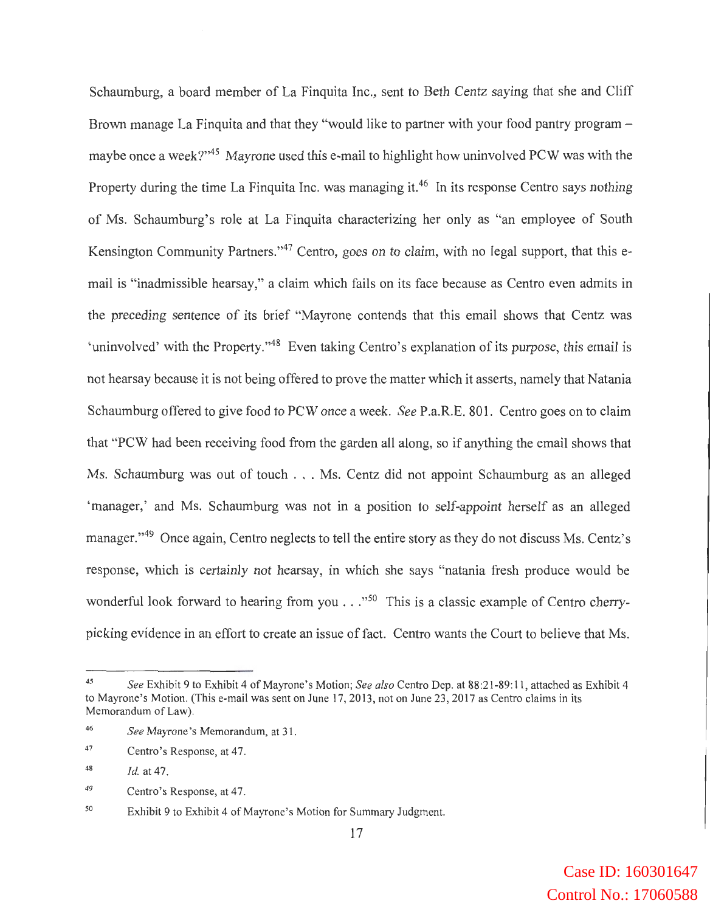Schaumburg, a board member of La Finquita Inc., sent to Beth Centz saying that she and Cliff Brown manage La Finquita and that they "would like to partner with your food pantry program – maybe once a week?"[45] Mayrone used this e-mail to highlight how uninvolved PCW was with the Property during the time La Finquita Inc. was managing it.[46] In its response Centro says *nothing* of Ms. Schaumburg's role at La Finquita characterizing her only as "an employee of South Kensington Community Partners."[47] Centro, *goes on to claim*, with no legal support, that this e-mail is "inadmissible hearsay," a claim which fails on its face because as Centro even admits in the *preceding sentence* of its brief "Mayrone contends that this email shows that Centz was 'uninvolved' with the Property."[48] Even taking Centro's explanation of its *purpose, this* email is not hearsay because it is not being offered to prove the matter which it asserts, namely that Natania Schaumburg offered to give food to PCW once a week. *See* P.a.R.E. 801. Centro goes on to claim that "PCW had been receiving food from the garden all along, so if anything the email shows that Ms. Schaumburg was out of touch . . . Ms. Centz did not appoint Schaumburg as an alleged 'manager,' and Ms. Schaumburg was not in a position to *self-appoint* herself as an alleged manager."[49] Once again, Centro neglects to tell the entire story as they do not discuss Ms. Centz's response, which is *certainly not* hearsay, in which she says "natania fresh produce would be wonderful look forward to hearing from you . . ."[50] This is a classic example of Centro cherry-picking evidence in an effort to create an issue of fact. Centro wants the Court to believe that Ms.

---

[45] *See* Exhibit 9 to Exhibit 4 of Mayrone's Motion; *See also* Centro Dep. at 88:21-89:11, attached as Exhibit 4 to Mayrone's Motion. (This e-mail was sent on June 17, 2013, not on June 23, 2017 as Centro claims in its Memorandum of Law).

[46] *See* Mayrone's Memorandum, at 31.

[47] Centro's Response, at 47.

[48] *Id.* at 47.

[49] Centro's Response, at 47.

[50] Exhibit 9 to Exhibit 4 of Mayrone's Motion for Summary Judgment.

Case ID: 160301647
Control No.: 17060588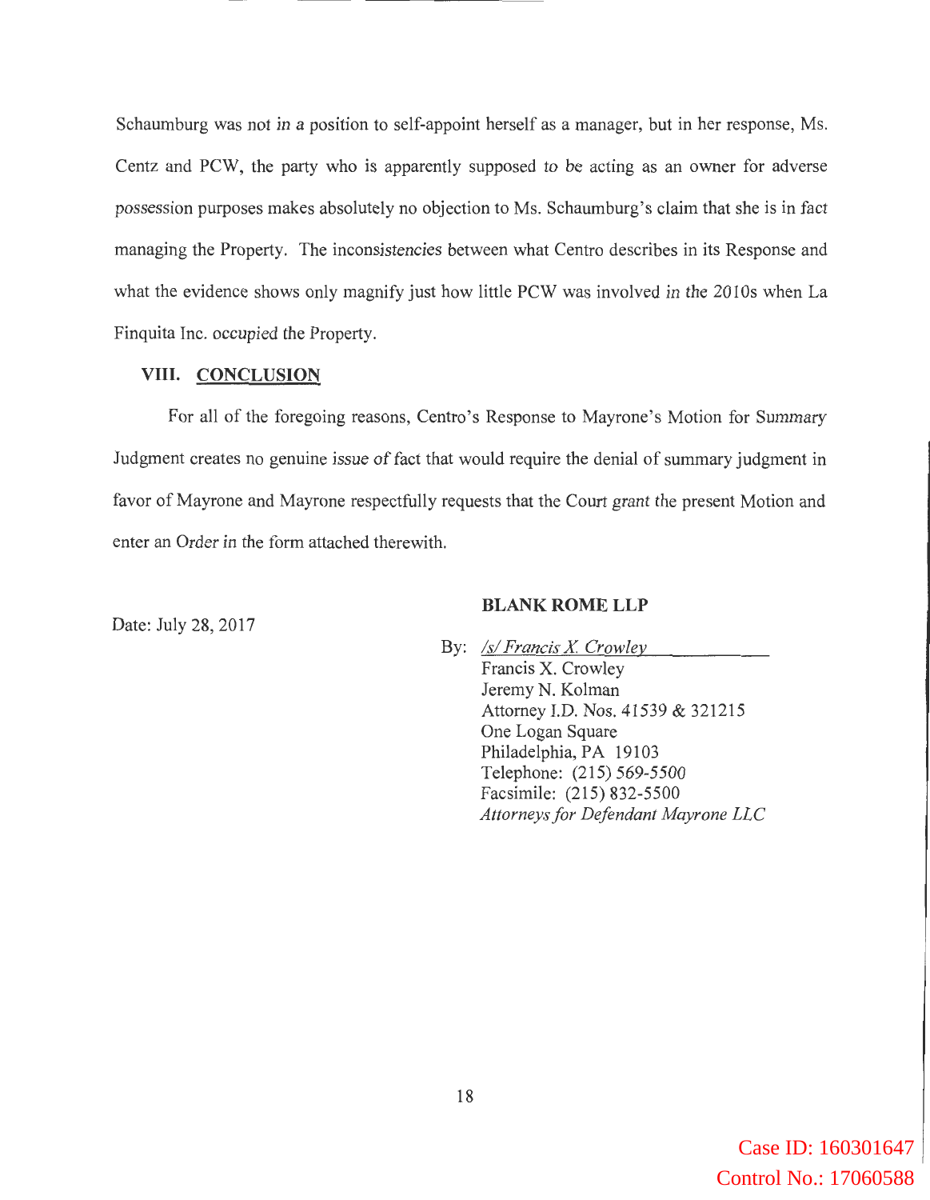Schaumburg was not in a position to self-appoint herself as a manager, but in her response, Ms. Centz and PCW, the party who is apparently supposed to be acting as an owner for adverse possession purposes makes absolutely no objection to Ms. Schaumburg's claim that she is in fact managing the Property. The inconsistencies between what Centro describes in its Response and what the evidence shows only magnify just how little PCW was involved in the 2010s when La Finquita Inc. occupied the Property.

## VIII. CONCLUSION

For all of the foregoing reasons, Centro's Response to Mayrone's Motion for Summary Judgment creates no genuine issue of fact that would require the denial of summary judgment in favor of Mayrone and Mayrone respectfully requests that the Court grant the present Motion and enter an Order in the form attached therewith.

Date: July 28, 2017

**BLANK ROME LLP**

By: */s/ Francis X. Crowley*
Francis X. Crowley
Jeremy N. Kolman
Attorney I.D. Nos. 41539 & 321215
One Logan Square
Philadelphia, PA 19103
Telephone: (215) 569-5500
Facsimile: (215) 832-5500
*Attorneys for Defendant Mayrone LLC*

Case ID: 160301647
Control No.: 17060588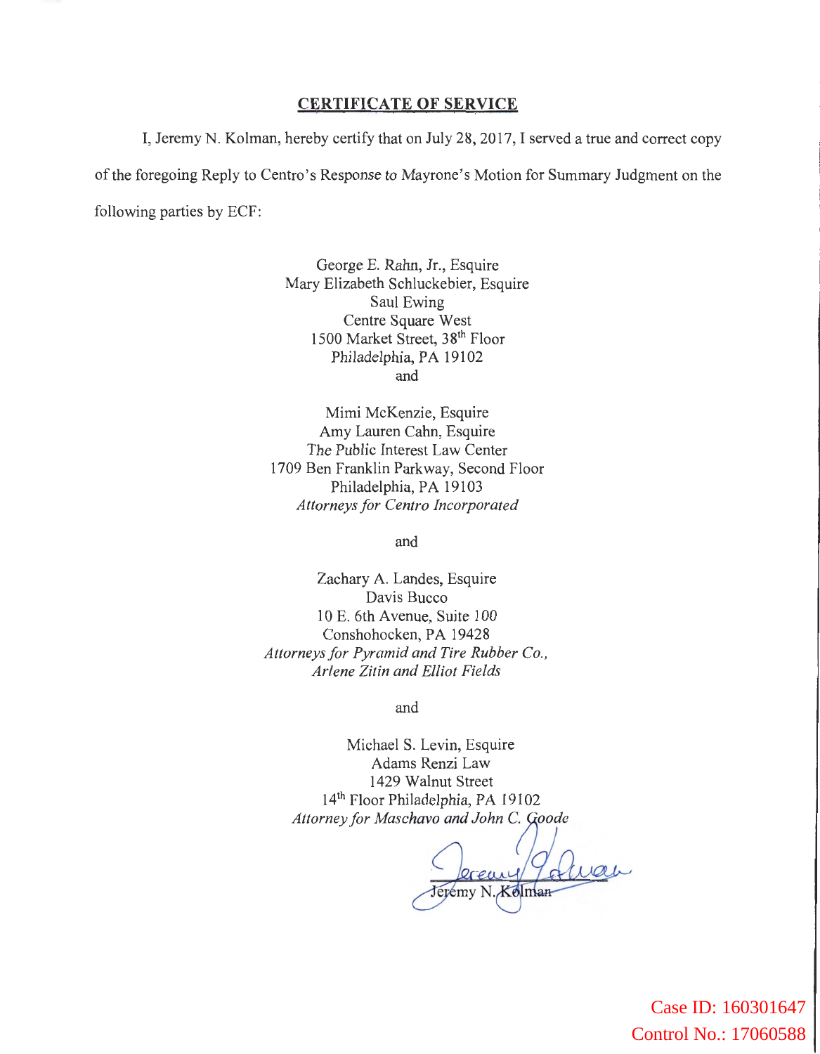**CERTIFICATE OF SERVICE**

I, Jeremy N. Kolman, hereby certify that on July 28, 2017, I served a true and correct copy of the foregoing Reply to Centro's Response to Mayrone's Motion for Summary Judgment on the following parties by ECF:

George E. Rahn, Jr., Esquire
Mary Elizabeth Schluckebier, Esquire
Saul Ewing
Centre Square West
1500 Market Street, 38th Floor
Philadelphia, PA 19102
and

Mimi McKenzie, Esquire
Amy Lauren Cahn, Esquire
The Public Interest Law Center
1709 Ben Franklin Parkway, Second Floor
Philadelphia, PA 19103
*Attorneys for Centro Incorporated*

and

Zachary A. Landes, Esquire
Davis Bucco
10 E. 6th Avenue, Suite 100
Conshohocken, PA 19428
*Attorneys for Pyramid and Tire Rubber Co.,*
*Arlene Zitin and Elliot Fields*

and

Michael S. Levin, Esquire
Adams Renzi Law
1429 Walnut Street
14th Floor Philadelphia, PA 19102
*Attorney for Maschavo and John C. Goode*

Jeremy N. Kolman

Case ID: 160301647
Control No.: 17060588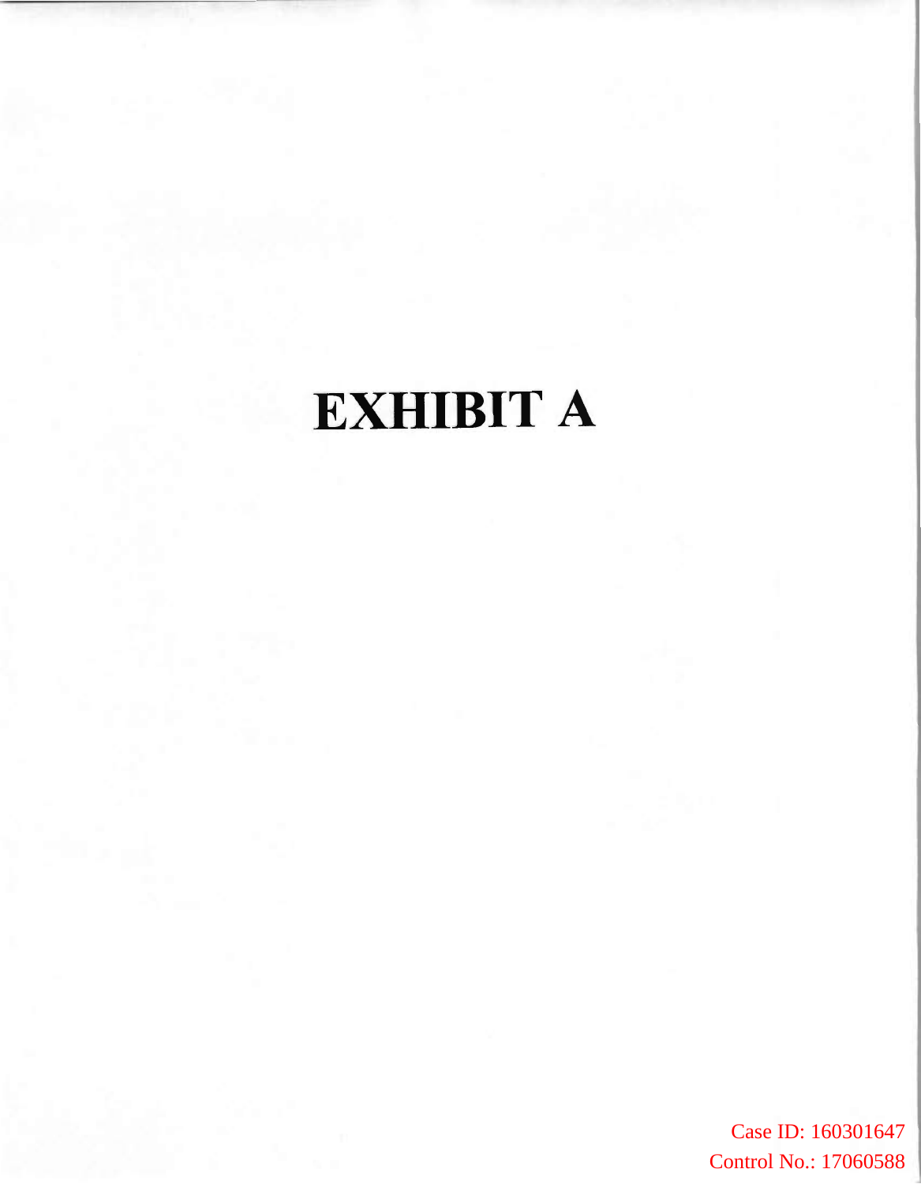# EXHIBIT A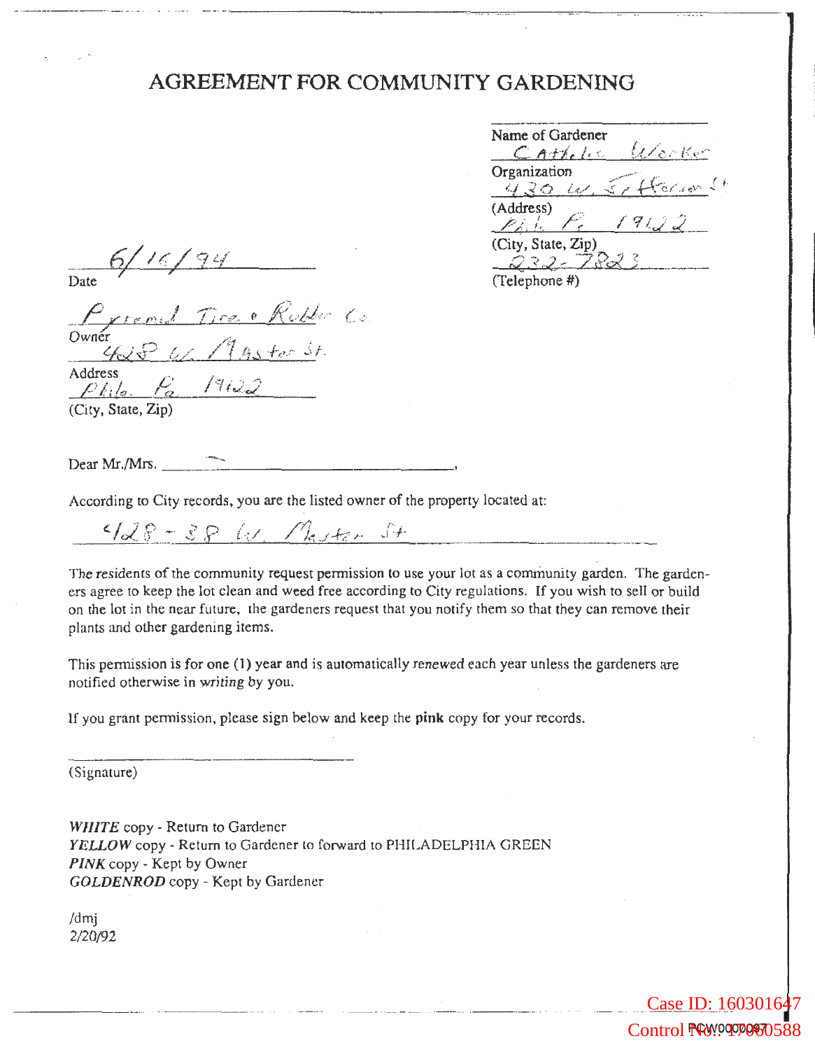# AGREEMENT FOR COMMUNITY GARDENING

Name of Gardener
Catholic Worker
Organization
430 W. Jefferson St
(Address)
Phila Pa 19122
(City, State, Zip)
232-7823
(Telephone #)

6/16/94
Date

Pyramid Tire & Rubber Co.
Owner
428 W. Master St.
Address
Phila. Pa 19122
(City, State, Zip)

Dear Mr./Mrs. ______________________________,

According to City records, you are the listed owner of the property located at:

4128 - 38 W. Master St.

The residents of the community request permission to use your lot as a community garden. The gardeners agree to keep the lot clean and weed free according to City regulations. If you wish to sell or build on the lot in the near future, the gardeners request that you notify them so that they can remove their plants and other gardening items.

This permission is for one (1) year and is automatically renewed each year unless the gardeners are notified otherwise in writing by you.

If you grant permission, please sign below and keep the **pink** copy for your records.

______________________________
(Signature)

*WHITE* copy - Return to Gardener
*YELLOW* copy - Return to Gardener to forward to PHILADELPHIA GREEN
*PINK* copy - Kept by Owner
*GOLDENROD* copy - Kept by Gardener

/dmj
2/20/92

Case ID: 160301647
Control No.: 17060588